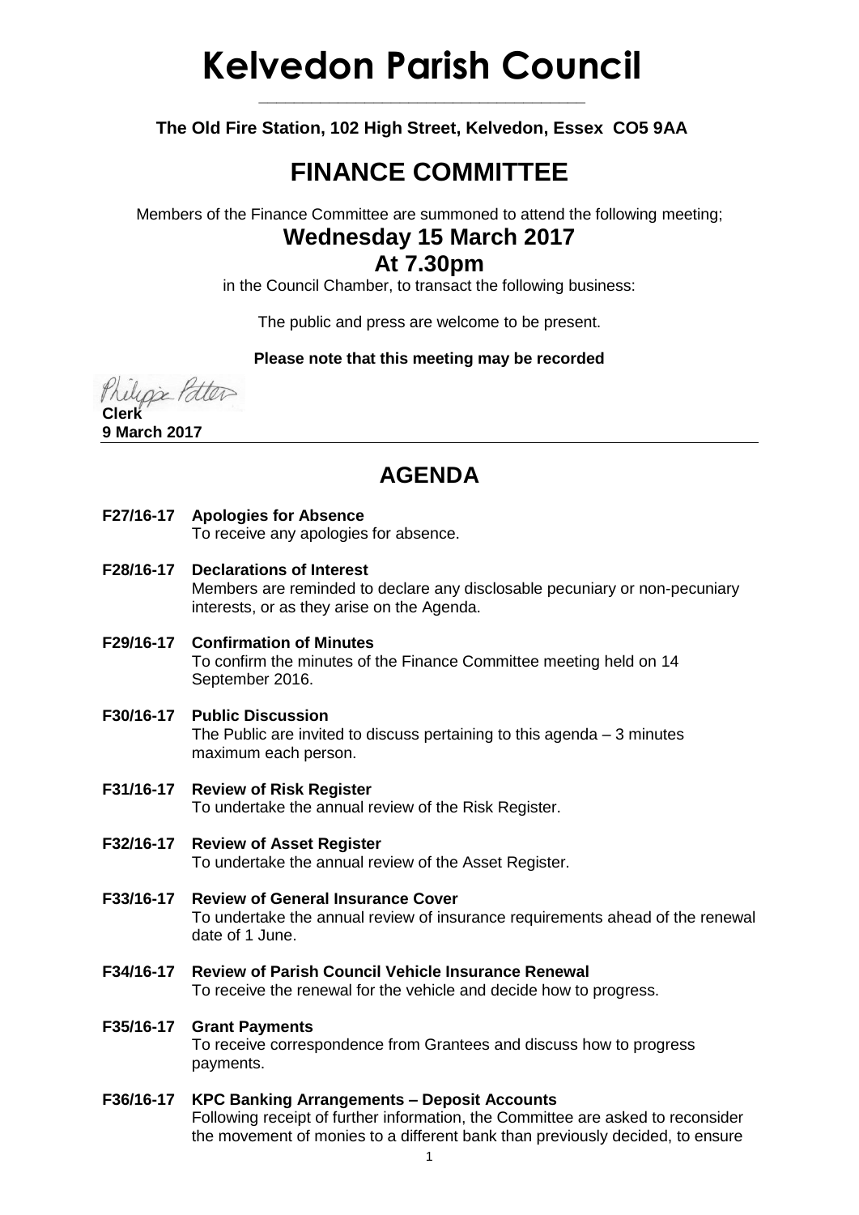# Kelvedon Parish Council

**The Old Fire Station, 102 High Street, Kelvedon, Essex CO5 9AA**

## FINANCE COMMITTEE

Members of the Finance Committee are summoned to attend the following meeting;

### Wednesday 15 March 2017

### At 7.30pm

in the Council Chamber, to transact the following business:

The public and press are welcome to be present.

**Please note that this meeting may be recorded**

Philippa Potter
**Clerk**
**9 March 2017**

## AGENDA

**F27/16-17 Apologies for Absence**
To receive any apologies for absence.

**F28/16-17 Declarations of Interest**
Members are reminded to declare any disclosable pecuniary or non-pecuniary interests, or as they arise on the Agenda.

**F29/16-17 Confirmation of Minutes**
To confirm the minutes of the Finance Committee meeting held on 14 September 2016.

**F30/16-17 Public Discussion**
The Public are invited to discuss pertaining to this agenda – 3 minutes maximum each person.

**F31/16-17 Review of Risk Register**
To undertake the annual review of the Risk Register.

**F32/16-17 Review of Asset Register**
To undertake the annual review of the Asset Register.

**F33/16-17 Review of General Insurance Cover**
To undertake the annual review of insurance requirements ahead of the renewal date of 1 June.

**F34/16-17 Review of Parish Council Vehicle Insurance Renewal**
To receive the renewal for the vehicle and decide how to progress.

**F35/16-17 Grant Payments**
To receive correspondence from Grantees and discuss how to progress payments.

**F36/16-17 KPC Banking Arrangements – Deposit Accounts**
Following receipt of further information, the Committee are asked to reconsider the movement of monies to a different bank than previously decided, to ensure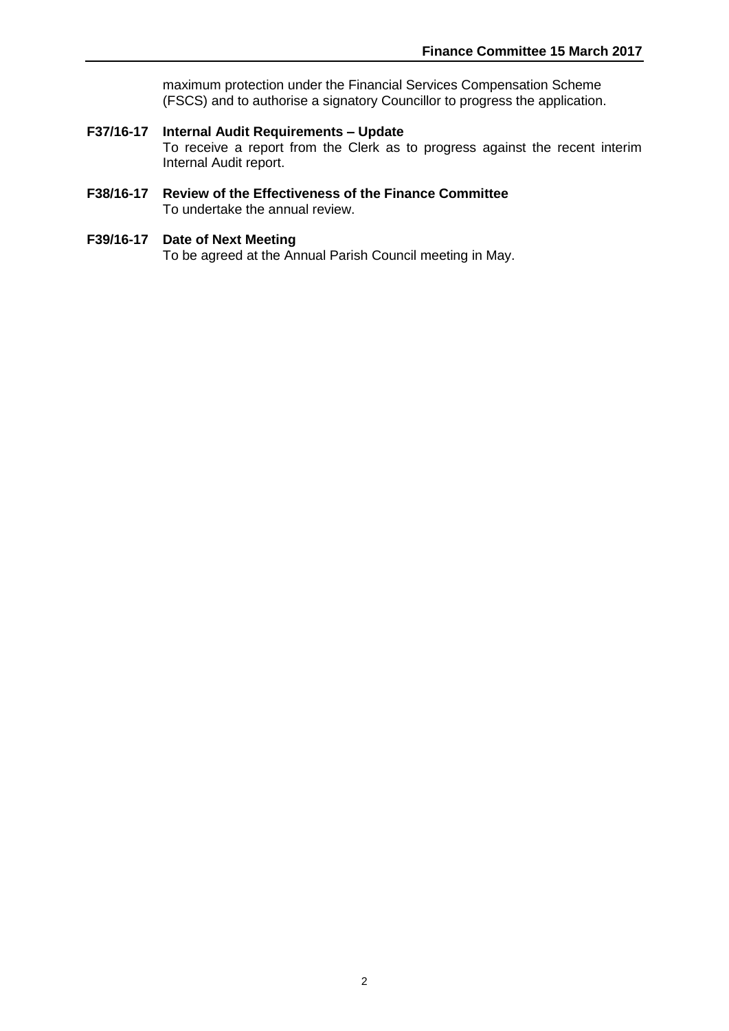maximum protection under the Financial Services Compensation Scheme (FSCS) and to authorise a signatory Councillor to progress the application.

**F37/16-17 Internal Audit Requirements – Update**
To receive a report from the Clerk as to progress against the recent interim Internal Audit report.

**F38/16-17 Review of the Effectiveness of the Finance Committee**
To undertake the annual review.

**F39/16-17 Date of Next Meeting**
To be agreed at the Annual Parish Council meeting in May.